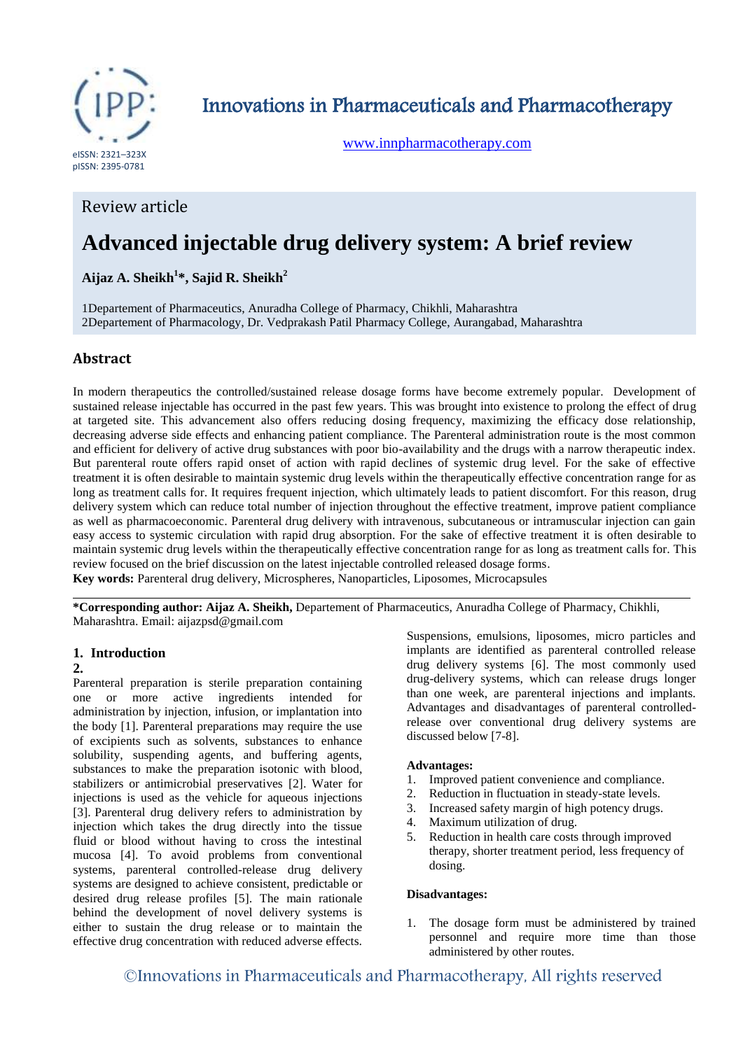Innovations in Pharmaceuticals and Pharmacotherapy

www.innpharmacotherapy.com

eISSN: 2321–323X
pISSN: 2395-0781

Review article

# Advanced injectable drug delivery system: A brief review

**Aijaz A. Sheikh[1]*, Sajid R. Sheikh[2]**

1Departement of Pharmaceutics, Anuradha College of Pharmacy, Chikhli, Maharashtra
2Departement of Pharmacology, Dr. Vedprakash Patil Pharmacy College, Aurangabad, Maharashtra

## Abstract

In modern therapeutics the controlled/sustained release dosage forms have become extremely popular. Development of sustained release injectable has occurred in the past few years. This was brought into existence to prolong the effect of drug at targeted site. This advancement also offers reducing dosing frequency, maximizing the efficacy dose relationship, decreasing adverse side effects and enhancing patient compliance. The Parenteral administration route is the most common and efficient for delivery of active drug substances with poor bio-availability and the drugs with a narrow therapeutic index. But parenteral route offers rapid onset of action with rapid declines of systemic drug level. For the sake of effective treatment it is often desirable to maintain systemic drug levels within the therapeutically effective concentration range for as long as treatment calls for. It requires frequent injection, which ultimately leads to patient discomfort. For this reason, drug delivery system which can reduce total number of injection throughout the effective treatment, improve patient compliance as well as pharmacoeconomic. Parenteral drug delivery with intravenous, subcutaneous or intramuscular injection can gain easy access to systemic circulation with rapid drug absorption. For the sake of effective treatment it is often desirable to maintain systemic drug levels within the therapeutically effective concentration range for as long as treatment calls for. This review focused on the brief discussion on the latest injectable controlled released dosage forms.

**Key words:** Parenteral drug delivery, Microspheres, Nanoparticles, Liposomes, Microcapsules

**\*Corresponding author: Aijaz A. Sheikh,** Departement of Pharmaceutics, Anuradha College of Pharmacy, Chikhli, Maharashtra. Email: aijazpsd@gmail.com

## 1. Introduction

## 2.

Parenteral preparation is sterile preparation containing one or more active ingredients intended for administration by injection, infusion, or implantation into the body [1]. Parenteral preparations may require the use of excipients such as solvents, substances to enhance solubility, suspending agents, and buffering agents, substances to make the preparation isotonic with blood, stabilizers or antimicrobial preservatives [2]. Water for injections is used as the vehicle for aqueous injections [3]. Parenteral drug delivery refers to administration by injection which takes the drug directly into the tissue fluid or blood without having to cross the intestinal mucosa [4]. To avoid problems from conventional systems, parenteral controlled-release drug delivery systems are designed to achieve consistent, predictable or desired drug release profiles [5]. The main rationale behind the development of novel delivery systems is either to sustain the drug release or to maintain the effective drug concentration with reduced adverse effects. Suspensions, emulsions, liposomes, micro particles and implants are identified as parenteral controlled release drug delivery systems [6]. The most commonly used drug-delivery systems, which can release drugs longer than one week, are parenteral injections and implants. Advantages and disadvantages of parenteral controlled-release over conventional drug delivery systems are discussed below [7-8].

**Advantages:**

1. Improved patient convenience and compliance.
2. Reduction in fluctuation in steady-state levels.
3. Increased safety margin of high potency drugs.
4. Maximum utilization of drug.
5. Reduction in health care costs through improved therapy, shorter treatment period, less frequency of dosing.

**Disadvantages:**

1. The dosage form must be administered by trained personnel and require more time than those administered by other routes.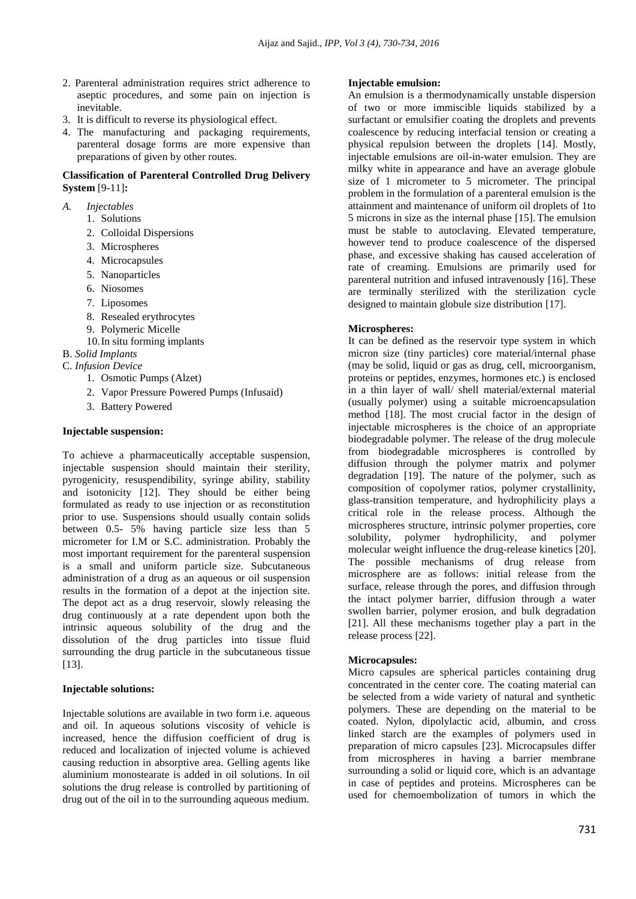2. Parenteral administration requires strict adherence to aseptic procedures, and some pain on injection is inevitable.
3. It is difficult to reverse its physiological effect.
4. The manufacturing and packaging requirements, parenteral dosage forms are more expensive than preparations of given by other routes.

**Classification of Parenteral Controlled Drug Delivery System** [9-11]**:**

*A. Injectables*

1. Solutions
2. Colloidal Dispersions
3. Microspheres
4. Microcapsules
5. Nanoparticles
6. Niosomes
7. Liposomes
8. Resealed erythrocytes
9. Polymeric Micelle
10. In situ forming implants

B. *Solid Implants*

C. *Infusion Device*

1. Osmotic Pumps (Alzet)
2. Vapor Pressure Powered Pumps (Infusaid)
3. Battery Powered

**Injectable suspension:**

To achieve a pharmaceutically acceptable suspension, injectable suspension should maintain their sterility, pyrogenicity, resuspendibility, syringe ability, stability and isotonicity [12]. They should be either being formulated as ready to use injection or as reconstitution prior to use. Suspensions should usually contain solids between 0.5- 5% having particle size less than 5 micrometer for I.M or S.C. administration. Probably the most important requirement for the parenteral suspension is a small and uniform particle size. Subcutaneous administration of a drug as an aqueous or oil suspension results in the formation of a depot at the injection site. The depot act as a drug reservoir, slowly releasing the drug continuously at a rate dependent upon both the intrinsic aqueous solubility of the drug and the dissolution of the drug particles into tissue fluid surrounding the drug particle in the subcutaneous tissue [13].

**Injectable solutions:**

Injectable solutions are available in two form i.e. aqueous and oil. In aqueous solutions viscosity of vehicle is increased, hence the diffusion coefficient of drug is reduced and localization of injected volume is achieved causing reduction in absorptive area. Gelling agents like aluminium monostearate is added in oil solutions. In oil solutions the drug release is controlled by partitioning of drug out of the oil in to the surrounding aqueous medium.

**Injectable emulsion:**

An emulsion is a thermodynamically unstable dispersion of two or more immiscible liquids stabilized by a surfactant or emulsifier coating the droplets and prevents coalescence by reducing interfacial tension or creating a physical repulsion between the droplets [14]. Mostly, injectable emulsions are oil-in-water emulsion. They are milky white in appearance and have an average globule size of 1 micrometer to 5 micrometer. The principal problem in the formulation of a parenteral emulsion is the attainment and maintenance of uniform oil droplets of 1to 5 microns in size as the internal phase [15]. The emulsion must be stable to autoclaving. Elevated temperature, however tend to produce coalescence of the dispersed phase, and excessive shaking has caused acceleration of rate of creaming. Emulsions are primarily used for parenteral nutrition and infused intravenously [16]. These are terminally sterilized with the sterilization cycle designed to maintain globule size distribution [17].

**Microspheres:**

It can be defined as the reservoir type system in which micron size (tiny particles) core material/internal phase (may be solid, liquid or gas as drug, cell, microorganism, proteins or peptides, enzymes, hormones etc.) is enclosed in a thin layer of wall/ shell material/external material (usually polymer) using a suitable microencapsulation method [18]. The most crucial factor in the design of injectable microspheres is the choice of an appropriate biodegradable polymer. The release of the drug molecule from biodegradable microspheres is controlled by diffusion through the polymer matrix and polymer degradation [19]. The nature of the polymer, such as composition of copolymer ratios, polymer crystallinity, glass-transition temperature, and hydrophilicity plays a critical role in the release process. Although the microspheres structure, intrinsic polymer properties, core solubility, polymer hydrophilicity, and polymer molecular weight influence the drug-release kinetics [20]. The possible mechanisms of drug release from microsphere are as follows: initial release from the surface, release through the pores, and diffusion through the intact polymer barrier, diffusion through a water swollen barrier, polymer erosion, and bulk degradation [21]. All these mechanisms together play a part in the release process [22].

**Microcapsules:**

Micro capsules are spherical particles containing drug concentrated in the center core. The coating material can be selected from a wide variety of natural and synthetic polymers. These are depending on the material to be coated. Nylon, dipolylactic acid, albumin, and cross linked starch are the examples of polymers used in preparation of micro capsules [23]. Microcapsules differ from microspheres in having a barrier membrane surrounding a solid or liquid core, which is an advantage in case of peptides and proteins. Microspheres can be used for chemoembolization of tumors in which the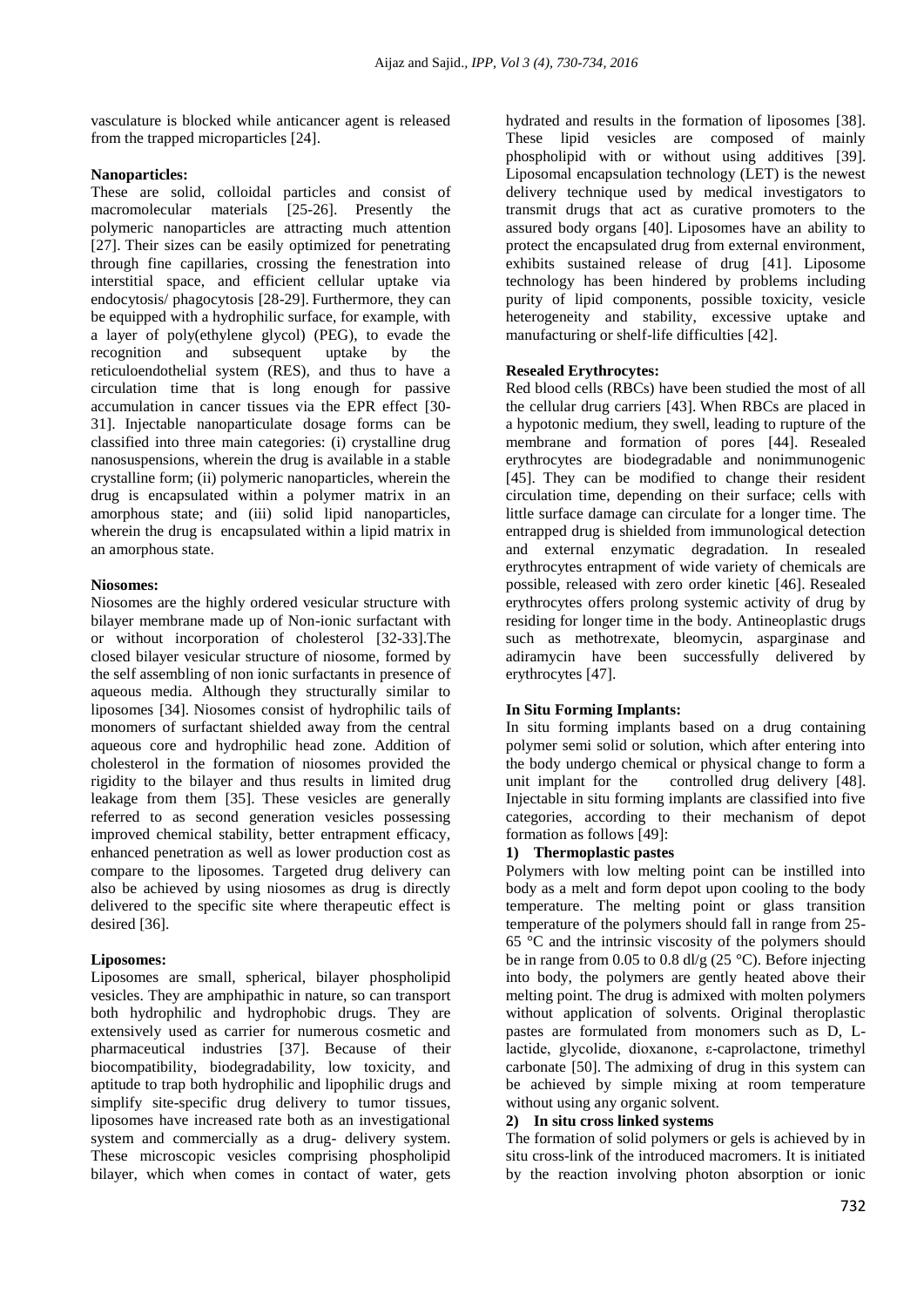vasculature is blocked while anticancer agent is released from the trapped microparticles [24].

**Nanoparticles:**

These are solid, colloidal particles and consist of macromolecular materials [25-26]. Presently the polymeric nanoparticles are attracting much attention [27]. Their sizes can be easily optimized for penetrating through fine capillaries, crossing the fenestration into interstitial space, and efficient cellular uptake via endocytosis/ phagocytosis [28-29]. Furthermore, they can be equipped with a hydrophilic surface, for example, with a layer of poly(ethylene glycol) (PEG), to evade the recognition and subsequent uptake by the reticuloendothelial system (RES), and thus to have a circulation time that is long enough for passive accumulation in cancer tissues via the EPR effect [30-31]. Injectable nanoparticulate dosage forms can be classified into three main categories: (i) crystalline drug nanosuspensions, wherein the drug is available in a stable crystalline form; (ii) polymeric nanoparticles, wherein the drug is encapsulated within a polymer matrix in an amorphous state; and (iii) solid lipid nanoparticles, wherein the drug is encapsulated within a lipid matrix in an amorphous state.

**Niosomes:**

Niosomes are the highly ordered vesicular structure with bilayer membrane made up of Non-ionic surfactant with or without incorporation of cholesterol [32-33].The closed bilayer vesicular structure of niosome, formed by the self assembling of non ionic surfactants in presence of aqueous media. Although they structurally similar to liposomes [34]. Niosomes consist of hydrophilic tails of monomers of surfactant shielded away from the central aqueous core and hydrophilic head zone. Addition of cholesterol in the formation of niosomes provided the rigidity to the bilayer and thus results in limited drug leakage from them [35]. These vesicles are generally referred to as second generation vesicles possessing improved chemical stability, better entrapment efficacy, enhanced penetration as well as lower production cost as compare to the liposomes. Targeted drug delivery can also be achieved by using niosomes as drug is directly delivered to the specific site where therapeutic effect is desired [36].

**Liposomes:**

Liposomes are small, spherical, bilayer phospholipid vesicles. They are amphipathic in nature, so can transport both hydrophilic and hydrophobic drugs. They are extensively used as carrier for numerous cosmetic and pharmaceutical industries [37]. Because of their biocompatibility, biodegradability, low toxicity, and aptitude to trap both hydrophilic and lipophilic drugs and simplify site-specific drug delivery to tumor tissues, liposomes have increased rate both as an investigational system and commercially as a drug- delivery system. These microscopic vesicles comprising phospholipid bilayer, which when comes in contact of water, gets hydrated and results in the formation of liposomes [38]. These lipid vesicles are composed of mainly phospholipid with or without using additives [39]. Liposomal encapsulation technology (LET) is the newest delivery technique used by medical investigators to transmit drugs that act as curative promoters to the assured body organs [40]. Liposomes have an ability to protect the encapsulated drug from external environment, exhibits sustained release of drug [41]. Liposome technology has been hindered by problems including purity of lipid components, possible toxicity, vesicle heterogeneity and stability, excessive uptake and manufacturing or shelf-life difficulties [42].

**Resealed Erythrocytes:**

Red blood cells (RBCs) have been studied the most of all the cellular drug carriers [43]. When RBCs are placed in a hypotonic medium, they swell, leading to rupture of the membrane and formation of pores [44]. Resealed erythrocytes are biodegradable and nonimmunogenic [45]. They can be modified to change their resident circulation time, depending on their surface; cells with little surface damage can circulate for a longer time. The entrapped drug is shielded from immunological detection and external enzymatic degradation. In resealed erythrocytes entrapment of wide variety of chemicals are possible, released with zero order kinetic [46]. Resealed erythrocytes offers prolong systemic activity of drug by residing for longer time in the body. Antineoplastic drugs such as methotrexate, bleomycin, asparginase and adiramycin have been successfully delivered by erythrocytes [47].

**In Situ Forming Implants:**

In situ forming implants based on a drug containing polymer semi solid or solution, which after entering into the body undergo chemical or physical change to form a unit implant for the controlled drug delivery [48]. Injectable in situ forming implants are classified into five categories, according to their mechanism of depot formation as follows [49]:

**1) Thermoplastic pastes**

Polymers with low melting point can be instilled into body as a melt and form depot upon cooling to the body temperature. The melting point or glass transition temperature of the polymers should fall in range from 25-65 °C and the intrinsic viscosity of the polymers should be in range from 0.05 to 0.8 dl/g (25 °C). Before injecting into body, the polymers are gently heated above their melting point. The drug is admixed with molten polymers without application of solvents. Original theroplastic pastes are formulated from monomers such as D, L-lactide, glycolide, dioxanone, ε-caprolactone, trimethyl carbonate [50]. The admixing of drug in this system can be achieved by simple mixing at room temperature without using any organic solvent.

**2) In situ cross linked systems**

The formation of solid polymers or gels is achieved by in situ cross-link of the introduced macromers. It is initiated by the reaction involving photon absorption or ionic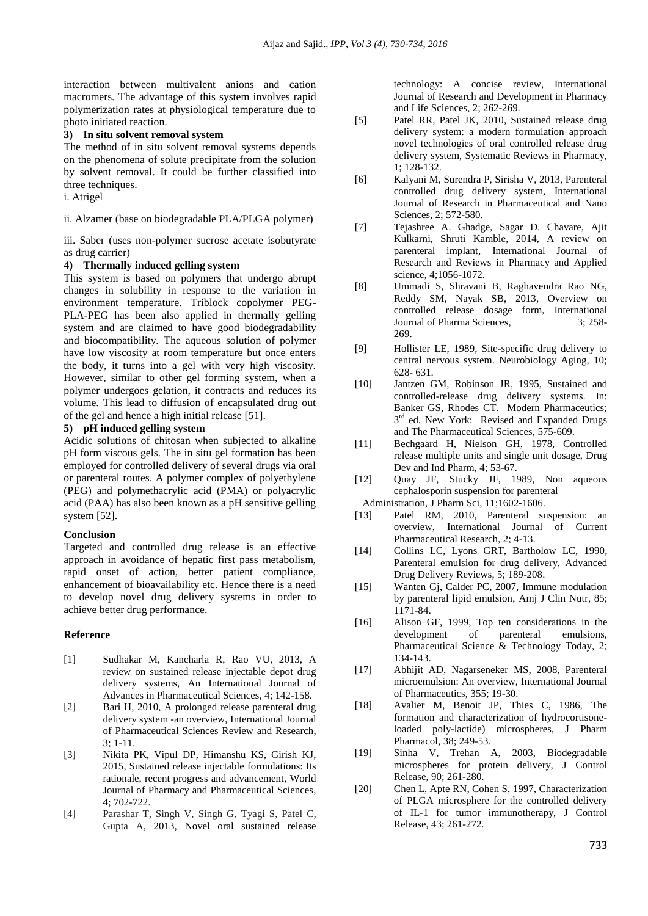interaction between multivalent anions and cation macromers. The advantage of this system involves rapid polymerization rates at physiological temperature due to photo initiated reaction.

**3) In situ solvent removal system**

The method of in situ solvent removal systems depends on the phenomena of solute precipitate from the solution by solvent removal. It could be further classified into three techniques.

i. Atrigel

ii. Alzamer (base on biodegradable PLA/PLGA polymer)

iii. Saber (uses non-polymer sucrose acetate isobutyrate as drug carrier)

**4) Thermally induced gelling system**

This system is based on polymers that undergo abrupt changes in solubility in response to the variation in environment temperature. Triblock copolymer PEG-PLA-PEG has been also applied in thermally gelling system and are claimed to have good biodegradability and biocompatibility. The aqueous solution of polymer have low viscosity at room temperature but once enters the body, it turns into a gel with very high viscosity. However, similar to other gel forming system, when a polymer undergoes gelation, it contracts and reduces its volume. This lead to diffusion of encapsulated drug out of the gel and hence a high initial release [51].

**5) pH induced gelling system**

Acidic solutions of chitosan when subjected to alkaline pH form viscous gels. The in situ gel formation has been employed for controlled delivery of several drugs via oral or parenteral routes. A polymer complex of polyethylene (PEG) and polymethacrylic acid (PMA) or polyacrylic acid (PAA) has also been known as a pH sensitive gelling system [52].

**Conclusion**

Targeted and controlled drug release is an effective approach in avoidance of hepatic first pass metabolism, rapid onset of action, better patient compliance, enhancement of bioavailability etc. Hence there is a need to develop novel drug delivery systems in order to achieve better drug performance.

**Reference**

[1] Sudhakar M, Kancharla R, Rao VU, 2013, A review on sustained release injectable depot drug delivery systems, An International Journal of Advances in Pharmaceutical Sciences, 4; 142-158.

[2] Bari H, 2010, A prolonged release parenteral drug delivery system -an overview, International Journal of Pharmaceutical Sciences Review and Research, 3; 1-11.

[3] Nikita PK, Vipul DP, Himanshu KS, Girish KJ, 2015, Sustained release injectable formulations: Its rationale, recent progress and advancement, World Journal of Pharmacy and Pharmaceutical Sciences, 4; 702-722.

[4] Parashar T, Singh V, Singh G, Tyagi S, Patel C, Gupta A, 2013, Novel oral sustained release technology: A concise review, International Journal of Research and Development in Pharmacy and Life Sciences, 2; 262-269.

[5] Patel RR, Patel JK, 2010, Sustained release drug delivery system: a modern formulation approach novel technologies of oral controlled release drug delivery system, Systematic Reviews in Pharmacy, 1; 128-132.

[6] Kalyani M, Surendra P, Sirisha V, 2013, Parenteral controlled drug delivery system, International Journal of Research in Pharmaceutical and Nano Sciences, 2; 572-580.

[7] Tejashree A. Ghadge, Sagar D. Chavare, Ajit Kulkarni, Shruti Kamble, 2014, A review on parenteral implant, International Journal of Research and Reviews in Pharmacy and Applied science, 4;1056-1072.

[8] Ummadi S, Shravani B, Raghavendra Rao NG, Reddy SM, Nayak SB, 2013, Overview on controlled release dosage form, International Journal of Pharma Sciences, 3; 258-269.

[9] Hollister LE, 1989, Site-specific drug delivery to central nervous system. Neurobiology Aging, 10; 628- 631.

[10] Jantzen GM, Robinson JR, 1995, Sustained and controlled-release drug delivery systems. In: Banker GS, Rhodes CT. Modern Pharmaceutics; 3rd ed. New York: Revised and Expanded Drugs and The Pharmaceutical Sciences, 575-609.

[11] Bechgaard H, Nielson GH, 1978, Controlled release multiple units and single unit dosage, Drug Dev and Ind Pharm, 4; 53-67.

[12] Quay JF, Stucky JF, 1989, Non aqueous cephalosporin suspension for parenteral Administration, J Pharm Sci, 11;1602-1606.

[13] Patel RM, 2010, Parenteral suspension: an overview, International Journal of Current Pharmaceutical Research, 2; 4-13.

[14] Collins LC, Lyons GRT, Bartholow LC, 1990, Parenteral emulsion for drug delivery, Advanced Drug Delivery Reviews, 5; 189-208.

[15] Wanten Gj, Calder PC, 2007, Immune modulation by parenteral lipid emulsion, Amj J Clin Nutr, 85; 1171-84.

[16] Alison GF, 1999, Top ten considerations in the development of parenteral emulsions, Pharmaceutical Science & Technology Today, 2; 134-143.

[17] Abhijit AD, Nagarseneker MS, 2008, Parenteral microemulsion: An overview, International Journal of Pharmaceutics, 355; 19-30.

[18] Avalier M, Benoit JP, Thies C, 1986, The formation and characterization of hydrocortisone-loaded poly-lactide) microspheres, J Pharm Pharmacol, 38; 249-53.

[19] Sinha V, Trehan A, 2003, Biodegradable microspheres for protein delivery, J Control Release, 90; 261-280.

[20] Chen L, Apte RN, Cohen S, 1997, Characterization of PLGA microsphere for the controlled delivery of IL-1 for tumor immunotherapy, J Control Release, 43; 261-272.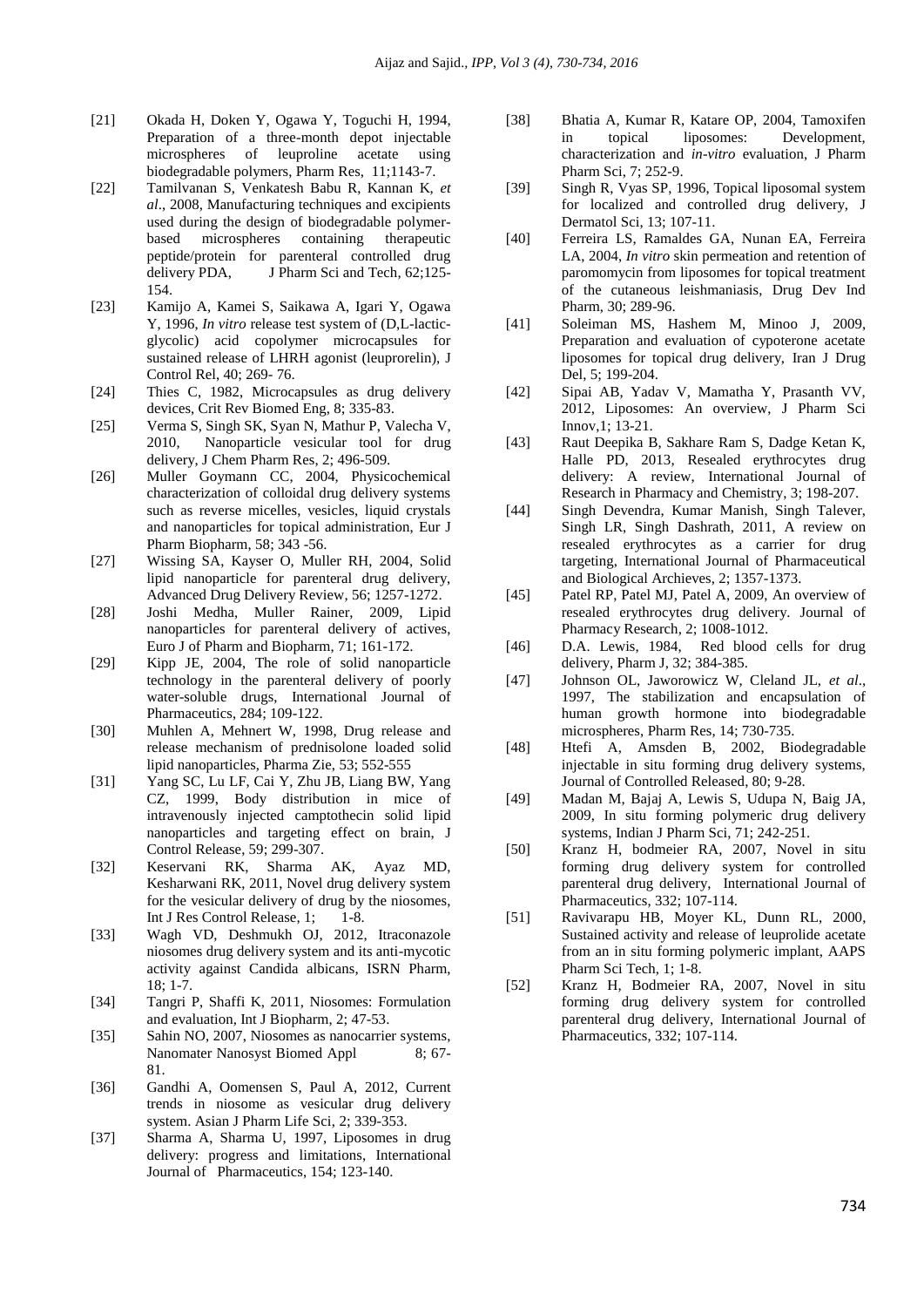[21] Okada H, Doken Y, Ogawa Y, Toguchi H, 1994, Preparation of a three-month depot injectable microspheres of leuproline acetate using biodegradable polymers, Pharm Res, 11;1143-7.

[22] Tamilvanan S, Venkatesh Babu R, Kannan K, *et al*., 2008, Manufacturing techniques and excipients used during the design of biodegradable polymer-based microspheres containing therapeutic peptide/protein for parenteral controlled drug delivery PDA, J Pharm Sci and Tech, 62;125-154.

[23] Kamijo A, Kamei S, Saikawa A, Igari Y, Ogawa Y, 1996, *In vitro* release test system of (D,L-lactic-glycolic) acid copolymer microcapsules for sustained release of LHRH agonist (leuprorelin), J Control Rel, 40; 269- 76.

[24] Thies C, 1982, Microcapsules as drug delivery devices, Crit Rev Biomed Eng, 8; 335-83.

[25] Verma S, Singh SK, Syan N, Mathur P, Valecha V, 2010, Nanoparticle vesicular tool for drug delivery, J Chem Pharm Res, 2; 496-509.

[26] Muller Goymann CC, 2004, Physicochemical characterization of colloidal drug delivery systems such as reverse micelles, vesicles, liquid crystals and nanoparticles for topical administration, Eur J Pharm Biopharm, 58; 343 -56.

[27] Wissing SA, Kayser O, Muller RH, 2004, Solid lipid nanoparticle for parenteral drug delivery, Advanced Drug Delivery Review, 56; 1257-1272.

[28] Joshi Medha, Muller Rainer, 2009, Lipid nanoparticles for parenteral delivery of actives, Euro J of Pharm and Biopharm, 71; 161-172.

[29] Kipp JE, 2004, The role of solid nanoparticle technology in the parenteral delivery of poorly water-soluble drugs, International Journal of Pharmaceutics, 284; 109-122.

[30] Muhlen A, Mehnert W, 1998, Drug release and release mechanism of prednisolone loaded solid lipid nanoparticles, Pharma Zie, 53; 552-555

[31] Yang SC, Lu LF, Cai Y, Zhu JB, Liang BW, Yang CZ, 1999, Body distribution in mice of intravenously injected camptothecin solid lipid nanoparticles and targeting effect on brain, J Control Release, 59; 299-307.

[32] Keservani RK, Sharma AK, Ayaz MD, Kesharwani RK, 2011, Novel drug delivery system for the vesicular delivery of drug by the niosomes, Int J Res Control Release, 1; 1-8.

[33] Wagh VD, Deshmukh OJ, 2012, Itraconazole niosomes drug delivery system and its anti-mycotic activity against Candida albicans, ISRN Pharm, 18; 1-7.

[34] Tangri P, Shaffi K, 2011, Niosomes: Formulation and evaluation, Int J Biopharm, 2; 47-53.

[35] Sahin NO, 2007, Niosomes as nanocarrier systems, Nanomater Nanosyst Biomed Appl 8; 67-81.

[36] Gandhi A, Oomensen S, Paul A, 2012, Current trends in niosome as vesicular drug delivery system. Asian J Pharm Life Sci, 2; 339-353.

[37] Sharma A, Sharma U, 1997, Liposomes in drug delivery: progress and limitations, International Journal of Pharmaceutics, 154; 123-140.

[38] Bhatia A, Kumar R, Katare OP, 2004, Tamoxifen in topical liposomes: Development, characterization and *in-vitro* evaluation, J Pharm Pharm Sci, 7; 252-9.

[39] Singh R, Vyas SP, 1996, Topical liposomal system for localized and controlled drug delivery, J Dermatol Sci, 13; 107-11.

[40] Ferreira LS, Ramaldes GA, Nunan EA, Ferreira LA, 2004, *In vitro* skin permeation and retention of paromomycin from liposomes for topical treatment of the cutaneous leishmaniasis, Drug Dev Ind Pharm, 30; 289-96.

[41] Soleiman MS, Hashem M, Minoo J, 2009, Preparation and evaluation of cypoterone acetate liposomes for topical drug delivery, Iran J Drug Del, 5; 199-204.

[42] Sipai AB, Yadav V, Mamatha Y, Prasanth VV, 2012, Liposomes: An overview, J Pharm Sci Innov,1; 13-21.

[43] Raut Deepika B, Sakhare Ram S, Dadge Ketan K, Halle PD, 2013, Resealed erythrocytes drug delivery: A review, International Journal of Research in Pharmacy and Chemistry, 3; 198-207.

[44] Singh Devendra, Kumar Manish, Singh Talever, Singh LR, Singh Dashrath, 2011, A review on resealed erythrocytes as a carrier for drug targeting, International Journal of Pharmaceutical and Biological Archieves, 2; 1357-1373.

[45] Patel RP, Patel MJ, Patel A, 2009, An overview of resealed erythrocytes drug delivery. Journal of Pharmacy Research, 2; 1008-1012.

[46] D.A. Lewis, 1984, Red blood cells for drug delivery, Pharm J, 32; 384-385.

[47] Johnson OL, Jaworowicz W, Cleland JL, *et al*., 1997, The stabilization and encapsulation of human growth hormone into biodegradable microspheres, Pharm Res, 14; 730-735.

[48] Htefi A, Amsden B, 2002, Biodegradable injectable in situ forming drug delivery systems, Journal of Controlled Released, 80; 9-28.

[49] Madan M, Bajaj A, Lewis S, Udupa N, Baig JA, 2009, In situ forming polymeric drug delivery systems, Indian J Pharm Sci, 71; 242-251.

[50] Kranz H, bodmeier RA, 2007, Novel in situ forming drug delivery system for controlled parenteral drug delivery, International Journal of Pharmaceutics, 332; 107-114.

[51] Ravivarapu HB, Moyer KL, Dunn RL, 2000, Sustained activity and release of leuprolide acetate from an in situ forming polymeric implant, AAPS Pharm Sci Tech, 1; 1-8.

[52] Kranz H, Bodmeier RA, 2007, Novel in situ forming drug delivery system for controlled parenteral drug delivery, International Journal of Pharmaceutics, 332; 107-114.